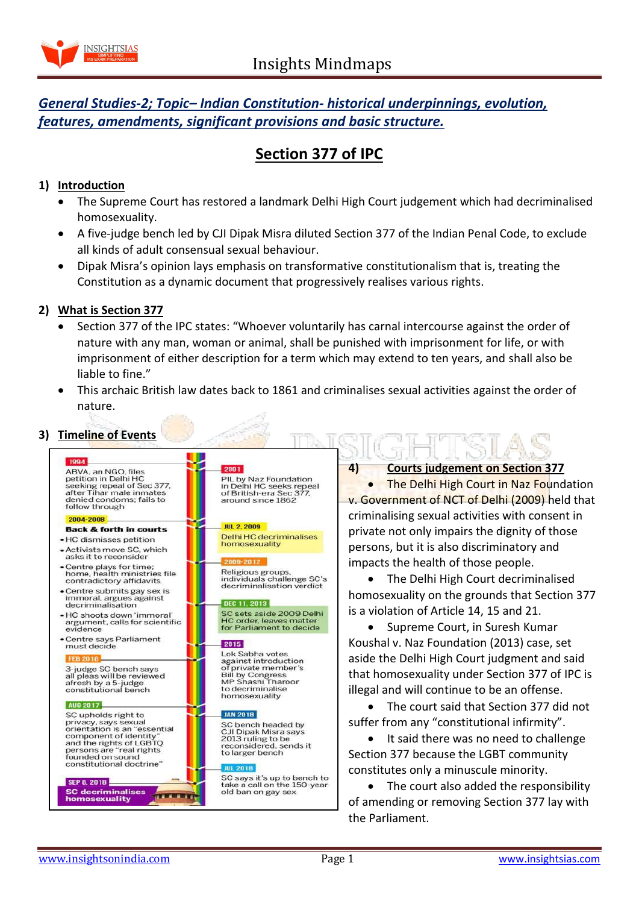## *General Studies-2; Topic– Indian Constitution- historical underpinnings, evolution, features, amendments, significant provisions and basic structure.*

# Section 377 of IPC

### 1) Introduction

- The Supreme Court has restored a landmark Delhi High Court judgement which had decriminalised homosexuality.
- A five-judge bench led by CJI Dipak Misra diluted Section 377 of the Indian Penal Code, to exclude all kinds of adult consensual sexual behaviour.
- Dipak Misra's opinion lays emphasis on transformative constitutionalism that is, treating the Constitution as a dynamic document that progressively realises various rights.

### 2) What is Section 377

- Section 377 of the IPC states: "Whoever voluntarily has carnal intercourse against the order of nature with any man, woman or animal, shall be punished with imprisonment for life, or with imprisonment of either description for a term which may extend to ten years, and shall also be liable to fine."
- This archaic British law dates back to 1861 and criminalises sexual activities against the order of nature.

### 3) Timeline of Events

**1994**
ABVA, an NGO, files petition in Delhi HC seeking repeal of Sec 377, after Tihar male inmates denied condoms; fails to follow through

**2001**
PIL by Naz Foundation in Delhi HC seeks repeal of British-era Sec 377, around since 1862

**2004-2008**
**Back & forth in courts**
- HC dismisses petition
- Activists move SC, which asks it to reconsider
- Centre plays for time; home, health ministries file contradictory affidavits
- Centre submits gay sex is immoral, argues against decriminalisation
- HC shoots down 'immoral' argument, calls for scientific evidence
- Centre says Parliament must decide

**JUL 2, 2009**
Delhi HC decriminalises homosexuality

**2009-2012**
Religious groups, individuals challenge SC's decriminalisation verdict

**DEC 11, 2013**
SC sets aside 2009 Delhi HC order, leaves matter for Parliament to decide

**2015**
Lok Sabha votes against introduction of private member's Bill by Congress MP Shashi Tharoor to decriminalise homosexuality

**FEB 2016**
3-judge SC bench says all pleas will be reviewed afresh by a 5-judge constitutional bench

**AUG 2017**
SC upholds right to privacy, says sexual orientation is an "essential component of identity" and the rights of LGBTQ persons are "real rights founded on sound constitutional doctrine"

**JAN 2018**
SC bench headed by CJI Dipak Misra says 2013 ruling to be reconsidered, sends it to larger bench

**JUL 2018**
SC says it's up to bench to take a call on the 150-year-old ban on gay sex

**SEP 6, 2018**
**SC decriminalises homosexuality**

### 4) Courts judgement on Section 377

- The Delhi High Court in Naz Foundation v. Government of NCT of Delhi (2009) held that criminalising sexual activities with consent in private not only impairs the dignity of those persons, but it is also discriminatory and impacts the health of those people.
- The Delhi High Court decriminalised homosexuality on the grounds that Section 377 is a violation of Article 14, 15 and 21.
- Supreme Court, in Suresh Kumar Koushal v. Naz Foundation (2013) case, set aside the Delhi High Court judgment and said that homosexuality under Section 377 of IPC is illegal and will continue to be an offense.
- The court said that Section 377 did not suffer from any "constitutional infirmity".
- It said there was no need to challenge Section 377 because the LGBT community constitutes only a minuscule minority.
- The court also added the responsibility of amending or removing Section 377 lay with the Parliament.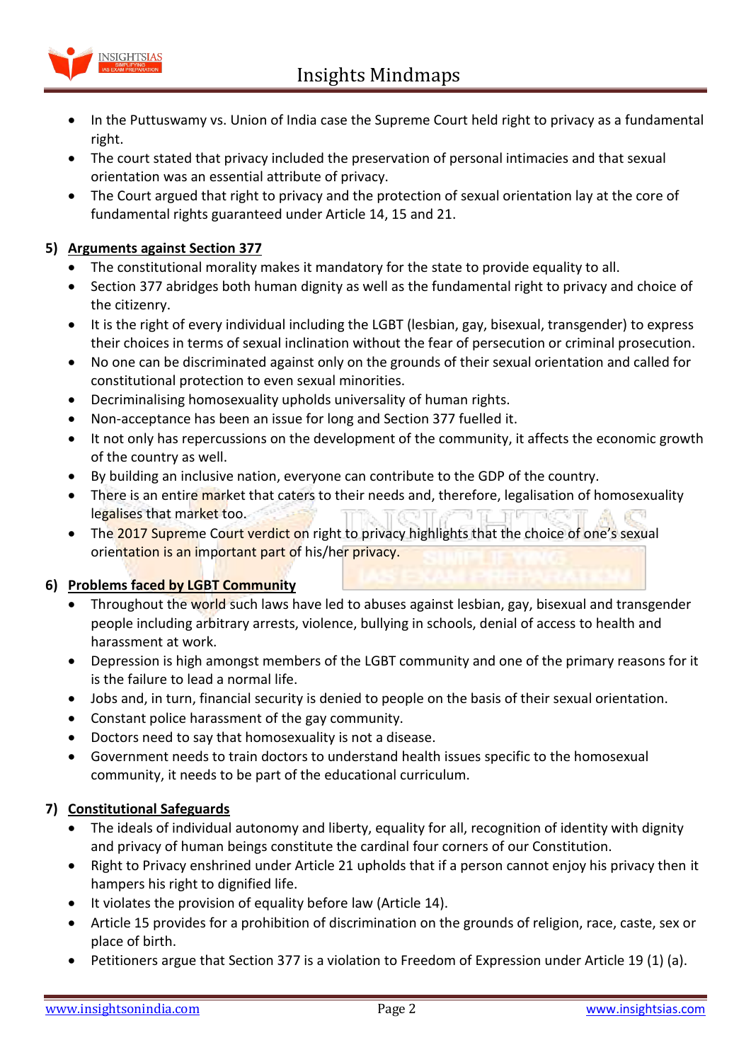- In the Puttuswamy vs. Union of India case the Supreme Court held right to privacy as a fundamental right.
- The court stated that privacy included the preservation of personal intimacies and that sexual orientation was an essential attribute of privacy.
- The Court argued that right to privacy and the protection of sexual orientation lay at the core of fundamental rights guaranteed under Article 14, 15 and 21.

## 5) Arguments against Section 377

- The constitutional morality makes it mandatory for the state to provide equality to all.
- Section 377 abridges both human dignity as well as the fundamental right to privacy and choice of the citizenry.
- It is the right of every individual including the LGBT (lesbian, gay, bisexual, transgender) to express their choices in terms of sexual inclination without the fear of persecution or criminal prosecution.
- No one can be discriminated against only on the grounds of their sexual orientation and called for constitutional protection to even sexual minorities.
- Decriminalising homosexuality upholds universality of human rights.
- Non-acceptance has been an issue for long and Section 377 fuelled it.
- It not only has repercussions on the development of the community, it affects the economic growth of the country as well.
- By building an inclusive nation, everyone can contribute to the GDP of the country.
- There is an entire market that caters to their needs and, therefore, legalisation of homosexuality legalises that market too.
- The 2017 Supreme Court verdict on right to privacy highlights that the choice of one's sexual orientation is an important part of his/her privacy.

## 6) Problems faced by LGBT Community

- Throughout the world such laws have led to abuses against lesbian, gay, bisexual and transgender people including arbitrary arrests, violence, bullying in schools, denial of access to health and harassment at work.
- Depression is high amongst members of the LGBT community and one of the primary reasons for it is the failure to lead a normal life.
- Jobs and, in turn, financial security is denied to people on the basis of their sexual orientation.
- Constant police harassment of the gay community.
- Doctors need to say that homosexuality is not a disease.
- Government needs to train doctors to understand health issues specific to the homosexual community, it needs to be part of the educational curriculum.

## 7) Constitutional Safeguards

- The ideals of individual autonomy and liberty, equality for all, recognition of identity with dignity and privacy of human beings constitute the cardinal four corners of our Constitution.
- Right to Privacy enshrined under Article 21 upholds that if a person cannot enjoy his privacy then it hampers his right to dignified life.
- It violates the provision of equality before law (Article 14).
- Article 15 provides for a prohibition of discrimination on the grounds of religion, race, caste, sex or place of birth.
- Petitioners argue that Section 377 is a violation to Freedom of Expression under Article 19 (1) (a).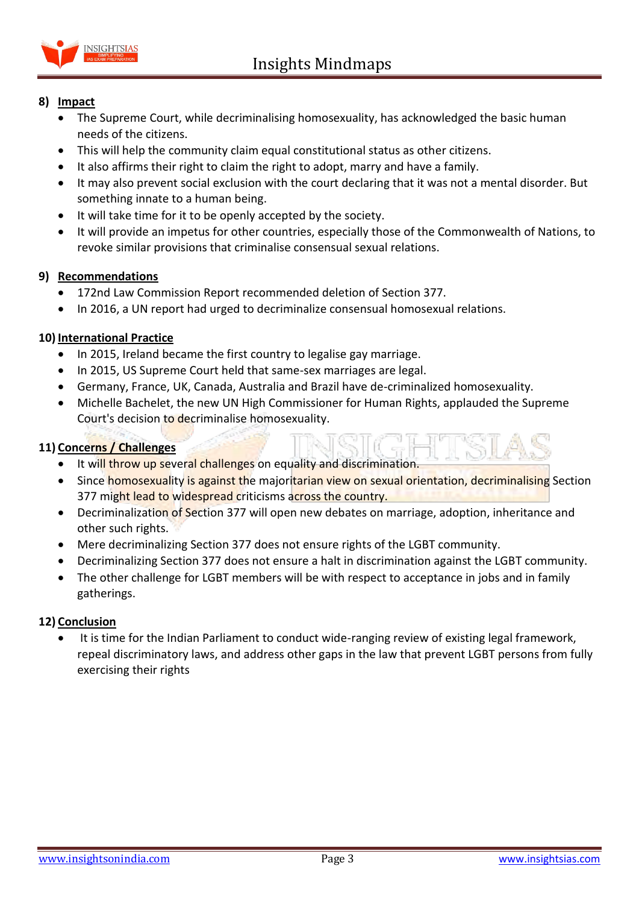8) **Impact**

- The Supreme Court, while decriminalising homosexuality, has acknowledged the basic human needs of the citizens.
- This will help the community claim equal constitutional status as other citizens.
- It also affirms their right to claim the right to adopt, marry and have a family.
- It may also prevent social exclusion with the court declaring that it was not a mental disorder. But something innate to a human being.
- It will take time for it to be openly accepted by the society.
- It will provide an impetus for other countries, especially those of the Commonwealth of Nations, to revoke similar provisions that criminalise consensual sexual relations.

9) **Recommendations**

- 172nd Law Commission Report recommended deletion of Section 377.
- In 2016, a UN report had urged to decriminalize consensual homosexual relations.

10) **International Practice**

- In 2015, Ireland became the first country to legalise gay marriage.
- In 2015, US Supreme Court held that same-sex marriages are legal.
- Germany, France, UK, Canada, Australia and Brazil have de-criminalized homosexuality.
- Michelle Bachelet, the new UN High Commissioner for Human Rights, applauded the Supreme Court's decision to decriminalise homosexuality.

11) **Concerns / Challenges**

- It will throw up several challenges on equality and discrimination.
- Since homosexuality is against the majoritarian view on sexual orientation, decriminalising Section 377 might lead to widespread criticisms across the country.
- Decriminalization of Section 377 will open new debates on marriage, adoption, inheritance and other such rights.
- Mere decriminalizing Section 377 does not ensure rights of the LGBT community.
- Decriminalizing Section 377 does not ensure a halt in discrimination against the LGBT community.
- The other challenge for LGBT members will be with respect to acceptance in jobs and in family gatherings.

12) **Conclusion**

- It is time for the Indian Parliament to conduct wide-ranging review of existing legal framework, repeal discriminatory laws, and address other gaps in the law that prevent LGBT persons from fully exercising their rights